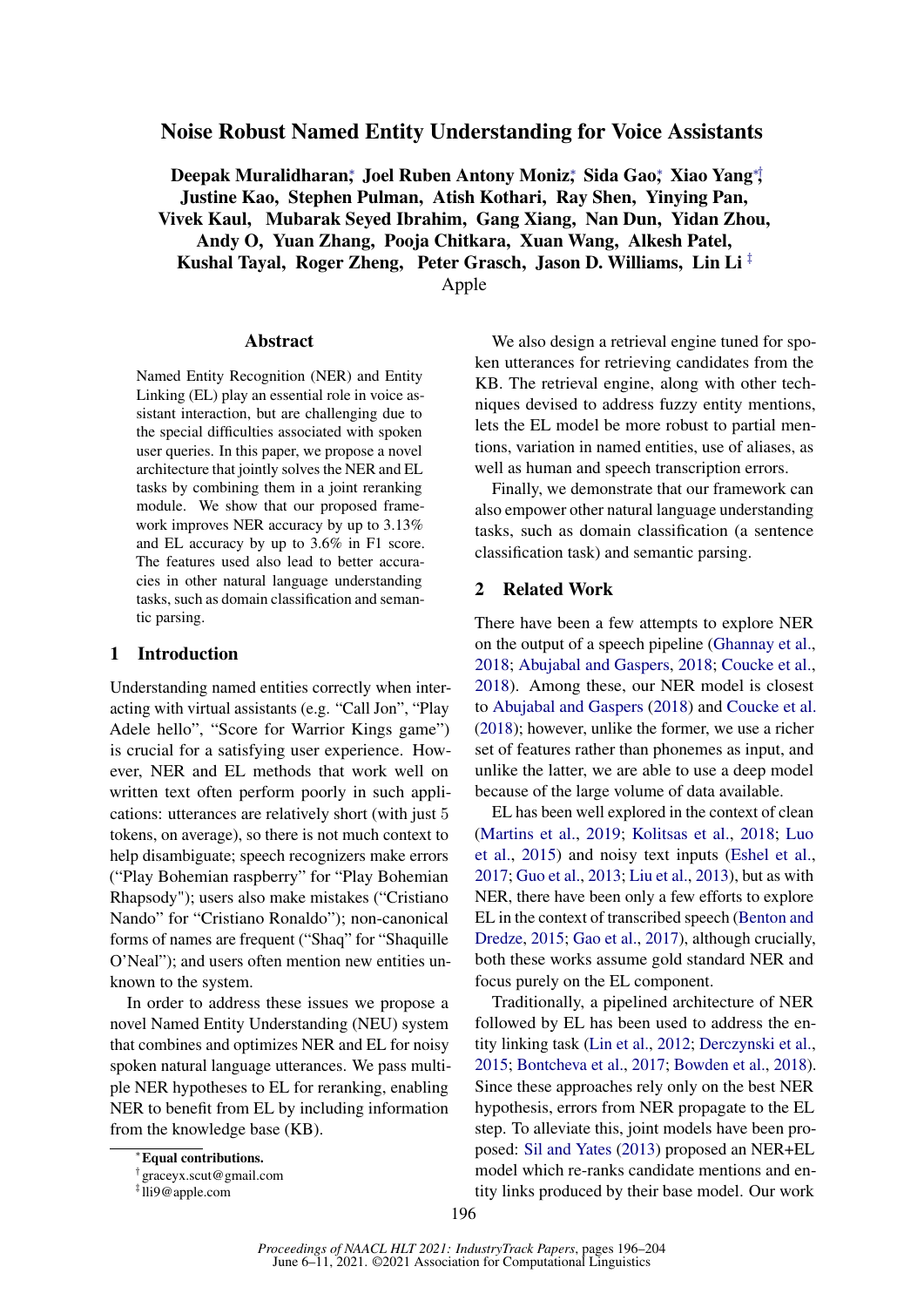# Noise Robust Named Entity Understanding for Voice Assistants

**Deepak Muralidharan[\*], Joel Ruben Antony Moniz[\*], Sida Gao[\*], Xiao Yang[\*†], Justine Kao, Stephen Pulman, Atish Kothari, Ray Shen, Yinying Pan, Vivek Kaul, Mubarak Seyed Ibrahim, Gang Xiang, Nan Dun, Yidan Zhou, Andy O, Yuan Zhang, Pooja Chitkara, Xuan Wang, Alkesh Patel, Kushal Tayal, Roger Zheng, Peter Grasch, Jason D. Williams, Lin Li[‡]**

Apple

## Abstract

Named Entity Recognition (NER) and Entity Linking (EL) play an essential role in voice assistant interaction, but are challenging due to the special difficulties associated with spoken user queries. In this paper, we propose a novel architecture that jointly solves the NER and EL tasks by combining them in a joint reranking module. We show that our proposed framework improves NER accuracy by up to 3.13% and EL accuracy by up to 3.6% in F1 score. The features used also lead to better accuracies in other natural language understanding tasks, such as domain classification and semantic parsing.

## 1 Introduction

Understanding named entities correctly when interacting with virtual assistants (e.g. "Call Jon", "Play Adele hello", "Score for Warrior Kings game") is crucial for a satisfying user experience. However, NER and EL methods that work well on written text often perform poorly in such applications: utterances are relatively short (with just 5 tokens, on average), so there is not much context to help disambiguate; speech recognizers make errors ("Play Bohemian raspberry" for "Play Bohemian Rhapsody"); users also make mistakes ("Cristiano Nando" for "Cristiano Ronaldo"); non-canonical forms of names are frequent ("Shaq" for "Shaquille O'Neal"); and users often mention new entities unknown to the system.

In order to address these issues we propose a novel Named Entity Understanding (NEU) system that combines and optimizes NER and EL for noisy spoken natural language utterances. We pass multiple NER hypotheses to EL for reranking, enabling NER to benefit from EL by including information from the knowledge base (KB).

We also design a retrieval engine tuned for spoken utterances for retrieving candidates from the KB. The retrieval engine, along with other techniques devised to address fuzzy entity mentions, lets the EL model be more robust to partial mentions, variation in named entities, use of aliases, as well as human and speech transcription errors.

Finally, we demonstrate that our framework can also empower other natural language understanding tasks, such as domain classification (a sentence classification task) and semantic parsing.

## 2 Related Work

There have been a few attempts to explore NER on the output of a speech pipeline (Ghannay et al., 2018; Abujabal and Gaspers, 2018; Coucke et al., 2018). Among these, our NER model is closest to Abujabal and Gaspers (2018) and Coucke et al. (2018); however, unlike the former, we use a richer set of features rather than phonemes as input, and unlike the latter, we are able to use a deep model because of the large volume of data available.

EL has been well explored in the context of clean (Martins et al., 2019; Kolitsas et al., 2018; Luo et al., 2015) and noisy text inputs (Eshel et al., 2017; Guo et al., 2013; Liu et al., 2013), but as with NER, there have been only a few efforts to explore EL in the context of transcribed speech (Benton and Dredze, 2015; Gao et al., 2017), although crucially, both these works assume gold standard NER and focus purely on the EL component.

Traditionally, a pipelined architecture of NER followed by EL has been used to address the entity linking task (Lin et al., 2012; Derczynski et al., 2015; Bontcheva et al., 2017; Bowden et al., 2018). Since these approaches rely only on the best NER hypothesis, errors from NER propagate to the EL step. To alleviate this, joint models have been proposed: Sil and Yates (2013) proposed an NER+EL model which re-ranks candidate mentions and entity links produced by their base model. Our work

[\*] **Equal contributions.**

[†] graceyx.scut@gmail.com

[‡] lli9@apple.com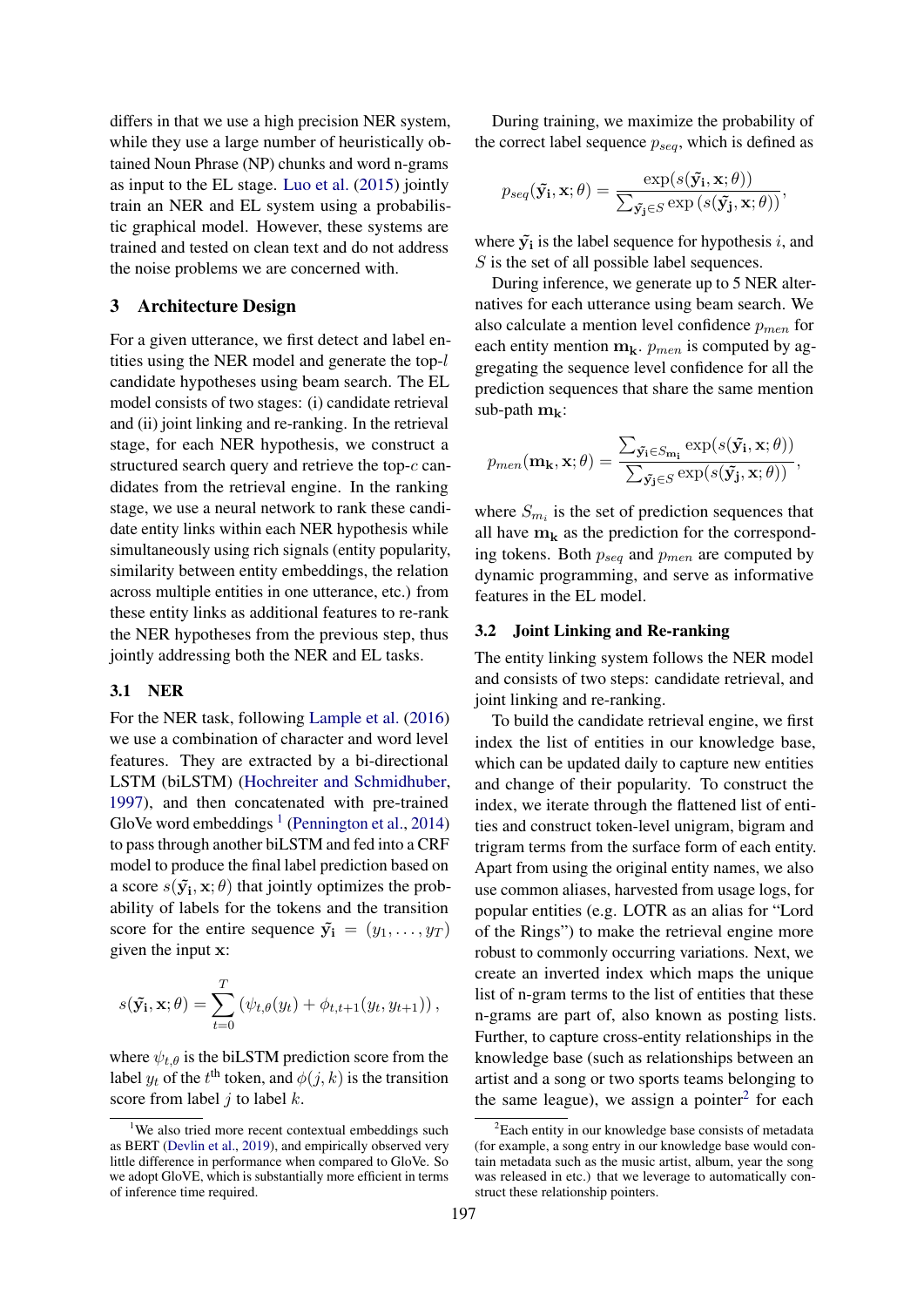differs in that we use a high precision NER system, while they use a large number of heuristically obtained Noun Phrase (NP) chunks and word n-grams as input to the EL stage. Luo et al. (2015) jointly train an NER and EL system using a probabilistic graphical model. However, these systems are trained and tested on clean text and do not address the noise problems we are concerned with.

## 3 Architecture Design

For a given utterance, we first detect and label entities using the NER model and generate the top-$l$ candidate hypotheses using beam search. The EL model consists of two stages: (i) candidate retrieval and (ii) joint linking and re-ranking. In the retrieval stage, for each NER hypothesis, we construct a structured search query and retrieve the top-$c$ candidates from the retrieval engine. In the ranking stage, we use a neural network to rank these candidate entity links within each NER hypothesis while simultaneously using rich signals (entity popularity, similarity between entity embeddings, the relation across multiple entities in one utterance, etc.) from these entity links as additional features to re-rank the NER hypotheses from the previous step, thus jointly addressing both the NER and EL tasks.

### 3.1 NER

For the NER task, following Lample et al. (2016) we use a combination of character and word level features. They are extracted by a bi-directional LSTM (biLSTM) (Hochreiter and Schmidhuber, 1997), and then concatenated with pre-trained GloVe word embeddings [1] (Pennington et al., 2014) to pass through another biLSTM and fed into a CRF model to produce the final label prediction based on a score $s(\tilde{\mathbf{y}}_\mathbf{i}, \mathbf{x}; \theta)$ that jointly optimizes the probability of labels for the tokens and the transition score for the entire sequence $\tilde{\mathbf{y}}_\mathbf{i} = (y_1, \ldots, y_T)$ given the input $\mathbf{x}$:

$$s(\tilde{\mathbf{y}}_\mathbf{i}, \mathbf{x}; \theta) = \sum_{t=0}^{T} \left( \psi_{t,\theta}(y_t) + \phi_{t,t+1}(y_t, y_{t+1}) \right),$$

where $\psi_{t,\theta}$ is the biLSTM prediction score from the label $y_t$ of the $t^{\text{th}}$ token, and $\phi(j, k)$ is the transition score from label $j$ to label $k$.

During training, we maximize the probability of the correct label sequence $p_{seq}$, which is defined as

$$p_{seq}(\tilde{\mathbf{y}}_\mathbf{i}, \mathbf{x}; \theta) = \frac{\exp(s(\tilde{\mathbf{y}}_\mathbf{i}, \mathbf{x}; \theta))}{\sum_{\tilde{\mathbf{y}}_\mathbf{j} \in S} \exp\left(s(\tilde{\mathbf{y}}_\mathbf{j}, \mathbf{x}; \theta)\right)},$$

where $\tilde{\mathbf{y}}_\mathbf{i}$ is the label sequence for hypothesis $i$, and $S$ is the set of all possible label sequences.

During inference, we generate up to 5 NER alternatives for each utterance using beam search. We also calculate a mention level confidence $p_{men}$ for each entity mention $\mathbf{m_k}$. $p_{men}$ is computed by aggregating the sequence level confidence for all the prediction sequences that share the same mention sub-path $\mathbf{m_k}$:

$$p_{men}(\mathbf{m_k}, \mathbf{x}; \theta) = \frac{\sum_{\tilde{\mathbf{y}}_\mathbf{i} \in S_{\mathbf{m_i}}} \exp(s(\tilde{\mathbf{y}}_\mathbf{i}, \mathbf{x}; \theta))}{\sum_{\tilde{\mathbf{y}}_\mathbf{j} \in S} \exp(s(\tilde{\mathbf{y}}_\mathbf{j}, \mathbf{x}; \theta))},$$

where $S_{m_i}$ is the set of prediction sequences that all have $\mathbf{m_k}$ as the prediction for the corresponding tokens. Both $p_{seq}$ and $p_{men}$ are computed by dynamic programming, and serve as informative features in the EL model.

### 3.2 Joint Linking and Re-ranking

The entity linking system follows the NER model and consists of two steps: candidate retrieval, and joint linking and re-ranking.

To build the candidate retrieval engine, we first index the list of entities in our knowledge base, which can be updated daily to capture new entities and change of their popularity. To construct the index, we iterate through the flattened list of entities and construct token-level unigram, bigram and trigram terms from the surface form of each entity. Apart from using the original entity names, we also use common aliases, harvested from usage logs, for popular entities (e.g. LOTR as an alias for "Lord of the Rings") to make the retrieval engine more robust to commonly occurring variations. Next, we create an inverted index which maps the unique list of n-gram terms to the list of entities that these n-grams are part of, also known as posting lists. Further, to capture cross-entity relationships in the knowledge base (such as relationships between an artist and a song or two sports teams belonging to the same league), we assign a pointer[2] for each

[1] We also tried more recent contextual embeddings such as BERT (Devlin et al., 2019), and empirically observed very little difference in performance when compared to GloVe. So we adopt GloVE, which is substantially more efficient in terms of inference time required.

[2] Each entity in our knowledge base consists of metadata (for example, a song entry in our knowledge base would contain metadata such as the music artist, album, year the song was released in etc.) that we leverage to automatically construct these relationship pointers.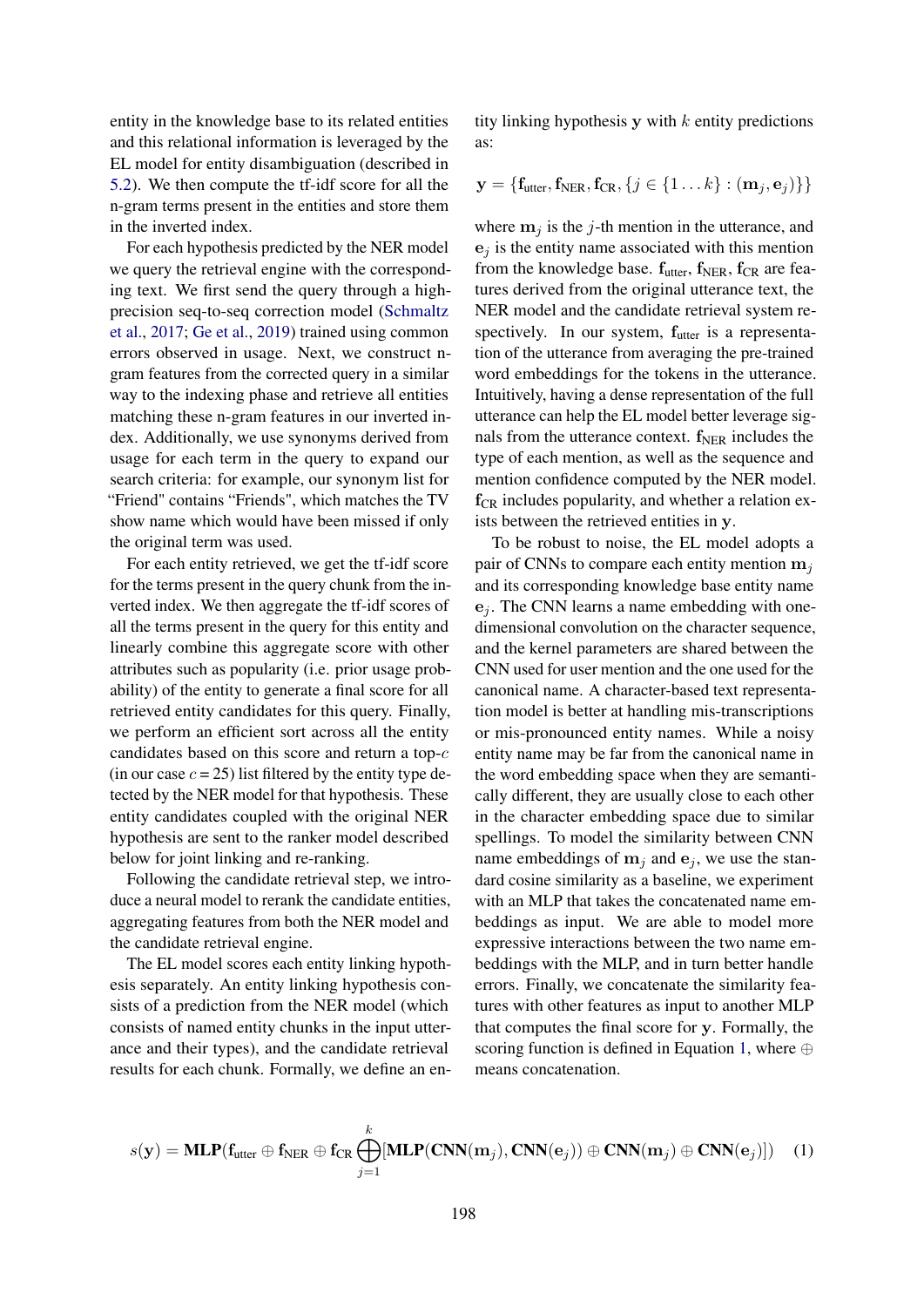entity in the knowledge base to its related entities and this relational information is leveraged by the EL model for entity disambiguation (described in 5.2). We then compute the tf-idf score for all the n-gram terms present in the entities and store them in the inverted index.

For each hypothesis predicted by the NER model we query the retrieval engine with the corresponding text. We first send the query through a high-precision seq-to-seq correction model (Schmaltz et al., 2017; Ge et al., 2019) trained using common errors observed in usage. Next, we construct n-gram features from the corrected query in a similar way to the indexing phase and retrieve all entities matching these n-gram features in our inverted index. Additionally, we use synonyms derived from usage for each term in the query to expand our search criteria: for example, our synonym list for "Friend" contains "Friends", which matches the TV show name which would have been missed if only the original term was used.

For each entity retrieved, we get the tf-idf score for the terms present in the query chunk from the inverted index. We then aggregate the tf-idf scores of all the terms present in the query for this entity and linearly combine this aggregate score with other attributes such as popularity (i.e. prior usage probability) of the entity to generate a final score for all retrieved entity candidates for this query. Finally, we perform an efficient sort across all the entity candidates based on this score and return a top-$c$ (in our case $c = 25$) list filtered by the entity type detected by the NER model for that hypothesis. These entity candidates coupled with the original NER hypothesis are sent to the ranker model described below for joint linking and re-ranking.

Following the candidate retrieval step, we introduce a neural model to rerank the candidate entities, aggregating features from both the NER model and the candidate retrieval engine.

The EL model scores each entity linking hypothesis separately. An entity linking hypothesis consists of a prediction from the NER model (which consists of named entity chunks in the input utterance and their types), and the candidate retrieval results for each chunk. Formally, we define an entity linking hypothesis $\mathbf{y}$ with $k$ entity predictions as:

$$\mathbf{y} = \{\mathbf{f}_{\text{utter}}, \mathbf{f}_{\text{NER}}, \mathbf{f}_{\text{CR}}, \{j \in \{1 \dots k\} : (\mathbf{m}_j, \mathbf{e}_j)\}\}$$

where $\mathbf{m}_j$ is the $j$-th mention in the utterance, and $\mathbf{e}_j$ is the entity name associated with this mention from the knowledge base. $\mathbf{f}_{\text{utter}}$, $\mathbf{f}_{\text{NER}}$, $\mathbf{f}_{\text{CR}}$ are features derived from the original utterance text, the NER model and the candidate retrieval system respectively. In our system, $\mathbf{f}_{\text{utter}}$ is a representation of the utterance from averaging the pre-trained word embeddings for the tokens in the utterance. Intuitively, having a dense representation of the full utterance can help the EL model better leverage signals from the utterance context. $\mathbf{f}_{\text{NER}}$ includes the type of each mention, as well as the sequence and mention confidence computed by the NER model. $\mathbf{f}_{\text{CR}}$ includes popularity, and whether a relation exists between the retrieved entities in $\mathbf{y}$.

To be robust to noise, the EL model adopts a pair of CNNs to compare each entity mention $\mathbf{m}_j$ and its corresponding knowledge base entity name $\mathbf{e}_j$. The CNN learns a name embedding with one-dimensional convolution on the character sequence, and the kernel parameters are shared between the CNN used for user mention and the one used for the canonical name. A character-based text representation model is better at handling mis-transcriptions or mis-pronounced entity names. While a noisy entity name may be far from the canonical name in the word embedding space when they are semantically different, they are usually close to each other in the character embedding space due to similar spellings. To model the similarity between CNN name embeddings of $\mathbf{m}_j$ and $\mathbf{e}_j$, we use the standard cosine similarity as a baseline, we experiment with an MLP that takes the concatenated name embeddings as input. We are able to model more expressive interactions between the two name embeddings with the MLP, and in turn better handle errors. Finally, we concatenate the similarity features with other features as input to another MLP that computes the final score for $\mathbf{y}$. Formally, the scoring function is defined in Equation 1, where $\oplus$ means concatenation.

$$s(\mathbf{y}) = \mathbf{MLP}(\mathbf{f}_{\text{utter}} \oplus \mathbf{f}_{\text{NER}} \oplus \mathbf{f}_{\text{CR}} \bigoplus_{j=1}^{k} [\mathbf{MLP}(\mathbf{CNN}(\mathbf{m}_j), \mathbf{CNN}(\mathbf{e}_j)) \oplus \mathbf{CNN}(\mathbf{m}_j) \oplus \mathbf{CNN}(\mathbf{e}_j)]) \quad (1)$$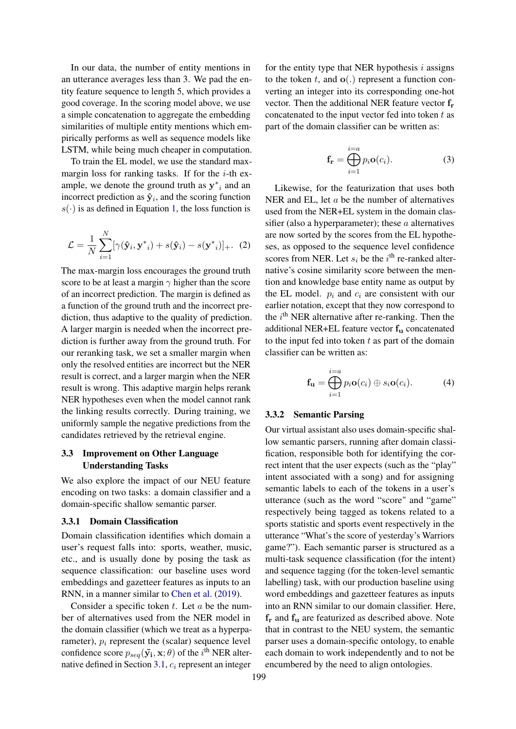In our data, the number of entity mentions in an utterance averages less than 3. We pad the entity feature sequence to length 5, which provides a good coverage. In the scoring model above, we use a simple concatenation to aggregate the embedding similarities of multiple entity mentions which empirically performs as well as sequence models like LSTM, while being much cheaper in computation.

To train the EL model, we use the standard max-margin loss for ranking tasks. If for the $i$-th example, we denote the ground truth as ${\mathbf{y}^*}_i$ and an incorrect prediction as $\hat{\mathbf{y}}_i$, and the scoring function $s(\cdot)$ is as defined in Equation 1, the loss function is

$$\mathcal{L} = \frac{1}{N}\sum_{i=1}^{N}[\gamma(\hat{\mathbf{y}}_i, {\mathbf{y}^*}_i) + s(\hat{\mathbf{y}}_i) - s({\mathbf{y}^*}_i)]_+. \quad (2)$$

The max-margin loss encourages the ground truth score to be at least a margin $\gamma$ higher than the score of an incorrect prediction. The margin is defined as a function of the ground truth and the incorrect prediction, thus adaptive to the quality of prediction. A larger margin is needed when the incorrect prediction is further away from the ground truth. For our reranking task, we set a smaller margin when only the resolved entities are incorrect but the NER result is correct, and a larger margin when the NER result is wrong. This adaptive margin helps rerank NER hypotheses even when the model cannot rank the linking results correctly. During training, we uniformly sample the negative predictions from the candidates retrieved by the retrieval engine.

### 3.3 Improvement on Other Language Understanding Tasks

We also explore the impact of our NEU feature encoding on two tasks: a domain classifier and a domain-specific shallow semantic parser.

#### 3.3.1 Domain Classification

Domain classification identifies which domain a user's request falls into: sports, weather, music, etc., and is usually done by posing the task as sequence classification: our baseline uses word embeddings and gazetteer features as inputs to an RNN, in a manner similar to Chen et al. (2019).

Consider a specific token $t$. Let $a$ be the number of alternatives used from the NER model in the domain classifier (which we treat as a hyperparameter), $p_i$ represent the (scalar) sequence level confidence score $p_{seq}(\tilde{\mathbf{y}}_\mathbf{i}, \mathbf{x}; \theta)$ of the $i^{\text{th}}$ NER alternative defined in Section 3.1, $c_i$ represent an integer for the entity type that NER hypothesis $i$ assigns to the token $t$, and $\mathbf{o}(.)$ represent a function converting an integer into its corresponding one-hot vector. Then the additional NER feature vector $\mathbf{f_r}$ concatenated to the input vector fed into token $t$ as part of the domain classifier can be written as:

$$\mathbf{f_r} = \bigoplus_{i=1}^{i=a} p_i \mathbf{o}(c_i). \quad (3)$$

Likewise, for the featurization that uses both NER and EL, let $a$ be the number of alternatives used from the NER+EL system in the domain classifier (also a hyperparameter); these $a$ alternatives are now sorted by the scores from the EL hypotheses, as opposed to the sequence level confidence scores from NER. Let $s_i$ be the $i^{\text{th}}$ re-ranked alternative's cosine similarity score between the mention and knowledge base entity name as output by the EL model. $p_i$ and $c_i$ are consistent with our earlier notation, except that they now correspond to the $i^{\text{th}}$ NER alternative after re-ranking. Then the additional NER+EL feature vector $\mathbf{f_u}$ concatenated to the input fed into token $t$ as part of the domain classifier can be written as:

$$\mathbf{f_u} = \bigoplus_{i=1}^{i=a} p_i \mathbf{o}(c_i) \oplus s_i \mathbf{o}(c_i). \quad (4)$$

#### 3.3.2 Semantic Parsing

Our virtual assistant also uses domain-specific shallow semantic parsers, running after domain classification, responsible both for identifying the correct intent that the user expects (such as the "play" intent associated with a song) and for assigning semantic labels to each of the tokens in a user's utterance (such as the word "score" and "game" respectively being tagged as tokens related to a sports statistic and sports event respectively in the utterance "What's the score of yesterday's Warriors game?"). Each semantic parser is structured as a multi-task sequence classification (for the intent) and sequence tagging (for the token-level semantic labelling) task, with our production baseline using word embeddings and gazetteer features as inputs into an RNN similar to our domain classifier. Here, $\mathbf{f_r}$ and $\mathbf{f_u}$ are featurized as described above. Note that in contrast to the NEU system, the semantic parser uses a domain-specific ontology, to enable each domain to work independently and to not be encumbered by the need to align ontologies.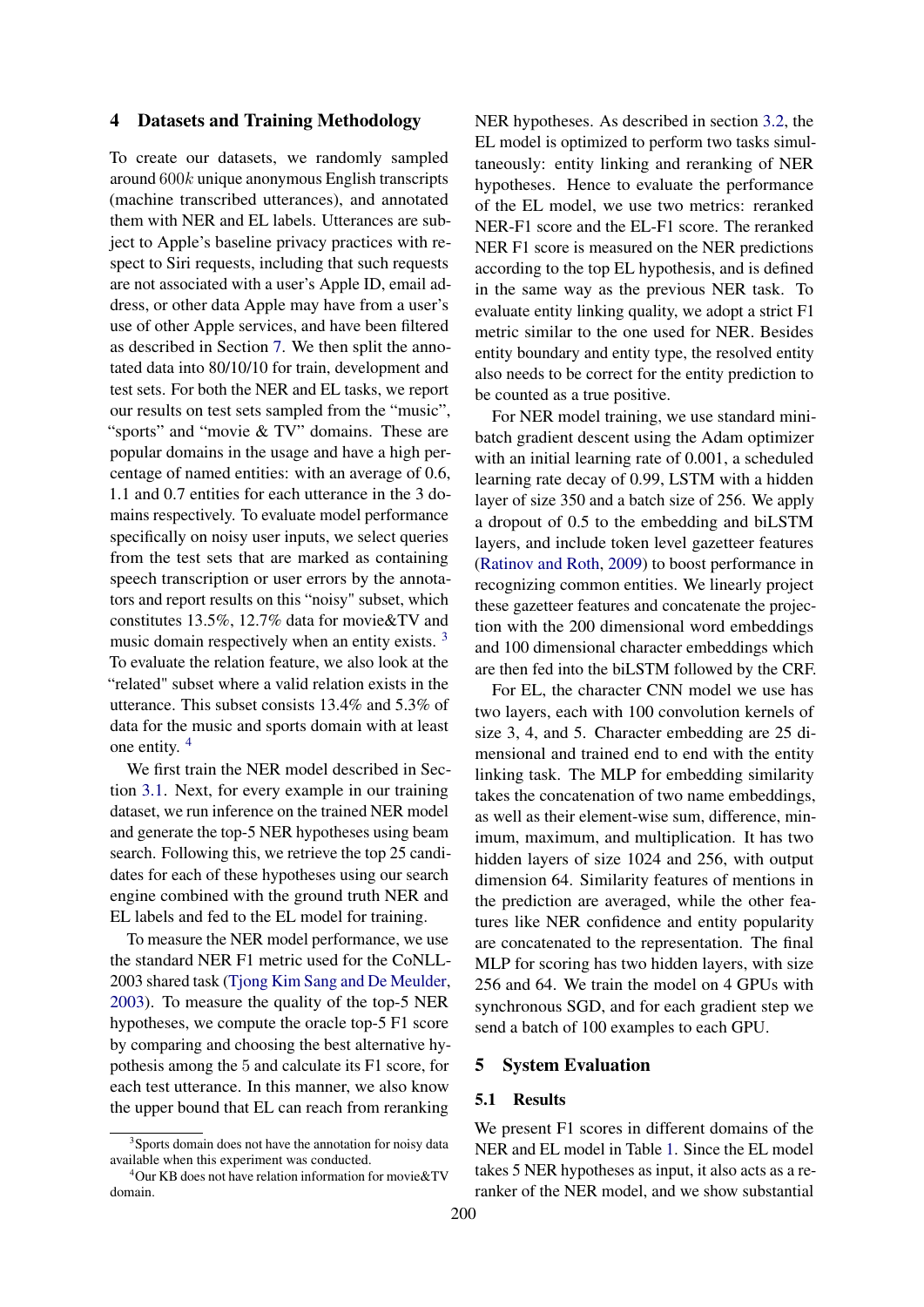## 4 Datasets and Training Methodology

To create our datasets, we randomly sampled around $600k$ unique anonymous English transcripts (machine transcribed utterances), and annotated them with NER and EL labels. Utterances are subject to Apple's baseline privacy practices with respect to Siri requests, including that such requests are not associated with a user's Apple ID, email address, or other data Apple may have from a user's use of other Apple services, and have been filtered as described in Section 7. We then split the annotated data into 80/10/10 for train, development and test sets. For both the NER and EL tasks, we report our results on test sets sampled from the "music", "sports" and "movie & TV" domains. These are popular domains in the usage and have a high percentage of named entities: with an average of 0.6, 1.1 and 0.7 entities for each utterance in the 3 domains respectively. To evaluate model performance specifically on noisy user inputs, we select queries from the test sets that are marked as containing speech transcription or user errors by the annotators and report results on this "noisy" subset, which constitutes 13.5%, 12.7% data for movie&TV and music domain respectively when an entity exists. [3] To evaluate the relation feature, we also look at the "related" subset where a valid relation exists in the utterance. This subset consists 13.4% and 5.3% of data for the music and sports domain with at least one entity. [4]

We first train the NER model described in Section 3.1. Next, for every example in our training dataset, we run inference on the trained NER model and generate the top-5 NER hypotheses using beam search. Following this, we retrieve the top 25 candidates for each of these hypotheses using our search engine combined with the ground truth NER and EL labels and fed to the EL model for training.

To measure the NER model performance, we use the standard NER F1 metric used for the CoNLL-2003 shared task (Tjong Kim Sang and De Meulder, 2003). To measure the quality of the top-5 NER hypotheses, we compute the oracle top-5 F1 score by comparing and choosing the best alternative hypothesis among the 5 and calculate its F1 score, for each test utterance. In this manner, we also know the upper bound that EL can reach from reranking NER hypotheses. As described in section 3.2, the EL model is optimized to perform two tasks simultaneously: entity linking and reranking of NER hypotheses. Hence to evaluate the performance of the EL model, we use two metrics: reranked NER-F1 score and the EL-F1 score. The reranked NER F1 score is measured on the NER predictions according to the top EL hypothesis, and is defined in the same way as the previous NER task. To evaluate entity linking quality, we adopt a strict F1 metric similar to the one used for NER. Besides entity boundary and entity type, the resolved entity also needs to be correct for the entity prediction to be counted as a true positive.

For NER model training, we use standard mini-batch gradient descent using the Adam optimizer with an initial learning rate of 0.001, a scheduled learning rate decay of 0.99, LSTM with a hidden layer of size 350 and a batch size of 256. We apply a dropout of 0.5 to the embedding and biLSTM layers, and include token level gazetteer features (Ratinov and Roth, 2009) to boost performance in recognizing common entities. We linearly project these gazetteer features and concatenate the projection with the 200 dimensional word embeddings and 100 dimensional character embeddings which are then fed into the biLSTM followed by the CRF.

For EL, the character CNN model we use has two layers, each with 100 convolution kernels of size 3, 4, and 5. Character embedding are 25 dimensional and trained end to end with the entity linking task. The MLP for embedding similarity takes the concatenation of two name embeddings, as well as their element-wise sum, difference, minimum, maximum, and multiplication. It has two hidden layers of size 1024 and 256, with output dimension 64. Similarity features of mentions in the prediction are averaged, while the other features like NER confidence and entity popularity are concatenated to the representation. The final MLP for scoring has two hidden layers, with size 256 and 64. We train the model on 4 GPUs with synchronous SGD, and for each gradient step we send a batch of 100 examples to each GPU.

## 5 System Evaluation

### 5.1 Results

We present F1 scores in different domains of the NER and EL model in Table 1. Since the EL model takes 5 NER hypotheses as input, it also acts as a reranker of the NER model, and we show substantial

[3] Sports domain does not have the annotation for noisy data available when this experiment was conducted.

[4] Our KB does not have relation information for movie&TV domain.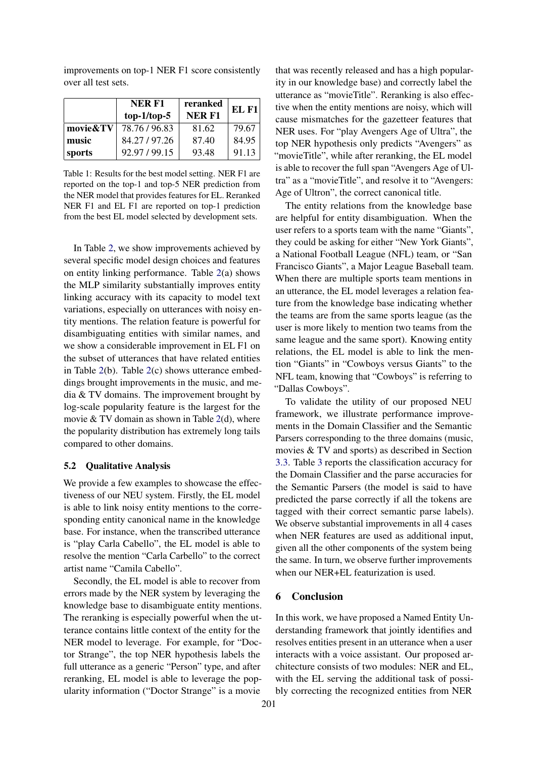improvements on top-1 NER F1 score consistently over all test sets.

| | NER F1 top-1/top-5 | reranked NER F1 | EL F1 |
|---|---|---|---|
| **movie&TV** | 78.76 / 96.83 | 81.62 | 79.67 |
| **music** | 84.27 / 97.26 | 87.40 | 84.95 |
| **sports** | 92.97 / 99.15 | 93.48 | 91.13 |

Table 1: Results for the best model setting. NER F1 are reported on the top-1 and top-5 NER prediction from the NER model that provides features for EL. Reranked NER F1 and EL F1 are reported on top-1 prediction from the best EL model selected by development sets.

In Table 2, we show improvements achieved by several specific model design choices and features on entity linking performance. Table 2(a) shows the MLP similarity substantially improves entity linking accuracy with its capacity to model text variations, especially on utterances with noisy entity mentions. The relation feature is powerful for disambiguating entities with similar names, and we show a considerable improvement in EL F1 on the subset of utterances that have related entities in Table 2(b). Table 2(c) shows utterance embeddings brought improvements in the music, and media & TV domains. The improvement brought by log-scale popularity feature is the largest for the movie & TV domain as shown in Table 2(d), where the popularity distribution has extremely long tails compared to other domains.

### 5.2 Qualitative Analysis

We provide a few examples to showcase the effectiveness of our NEU system. Firstly, the EL model is able to link noisy entity mentions to the corresponding entity canonical name in the knowledge base. For instance, when the transcribed utterance is "play Carla Cabello", the EL model is able to resolve the mention "Carla Carbello" to the correct artist name "Camila Cabello".

Secondly, the EL model is able to recover from errors made by the NER system by leveraging the knowledge base to disambiguate entity mentions. The reranking is especially powerful when the utterance contains little context of the entity for the NER model to leverage. For example, for "Doctor Strange", the top NER hypothesis labels the full utterance as a generic "Person" type, and after reranking, EL model is able to leverage the popularity information ("Doctor Strange" is a movie that was recently released and has a high popularity in our knowledge base) and correctly label the utterance as "movieTitle". Reranking is also effective when the entity mentions are noisy, which will cause mismatches for the gazetteer features that NER uses. For "play Avengers Age of Ultra", the top NER hypothesis only predicts "Avengers" as "movieTitle", while after reranking, the EL model is able to recover the full span "Avengers Age of Ultra" as a "movieTitle", and resolve it to "Avengers: Age of Ultron", the correct canonical title.

The entity relations from the knowledge base are helpful for entity disambiguation. When the user refers to a sports team with the name "Giants", they could be asking for either "New York Giants", a National Football League (NFL) team, or "San Francisco Giants", a Major League Baseball team. When there are multiple sports team mentions in an utterance, the EL model leverages a relation feature from the knowledge base indicating whether the teams are from the same sports league (as the user is more likely to mention two teams from the same league and the same sport). Knowing entity relations, the EL model is able to link the mention "Giants" in "Cowboys versus Giants" to the NFL team, knowing that "Cowboys" is referring to "Dallas Cowboys".

To validate the utility of our proposed NEU framework, we illustrate performance improvements in the Domain Classifier and the Semantic Parsers corresponding to the three domains (music, movies & TV and sports) as described in Section 3.3. Table 3 reports the classification accuracy for the Domain Classifier and the parse accuracies for the Semantic Parsers (the model is said to have predicted the parse correctly if all the tokens are tagged with their correct semantic parse labels). We observe substantial improvements in all 4 cases when NER features are used as additional input, given all the other components of the system being the same. In turn, we observe further improvements when our NER+EL featurization is used.

## 6 Conclusion

In this work, we have proposed a Named Entity Understanding framework that jointly identifies and resolves entities present in an utterance when a user interacts with a voice assistant. Our proposed architecture consists of two modules: NER and EL, with the EL serving the additional task of possibly correcting the recognized entities from NER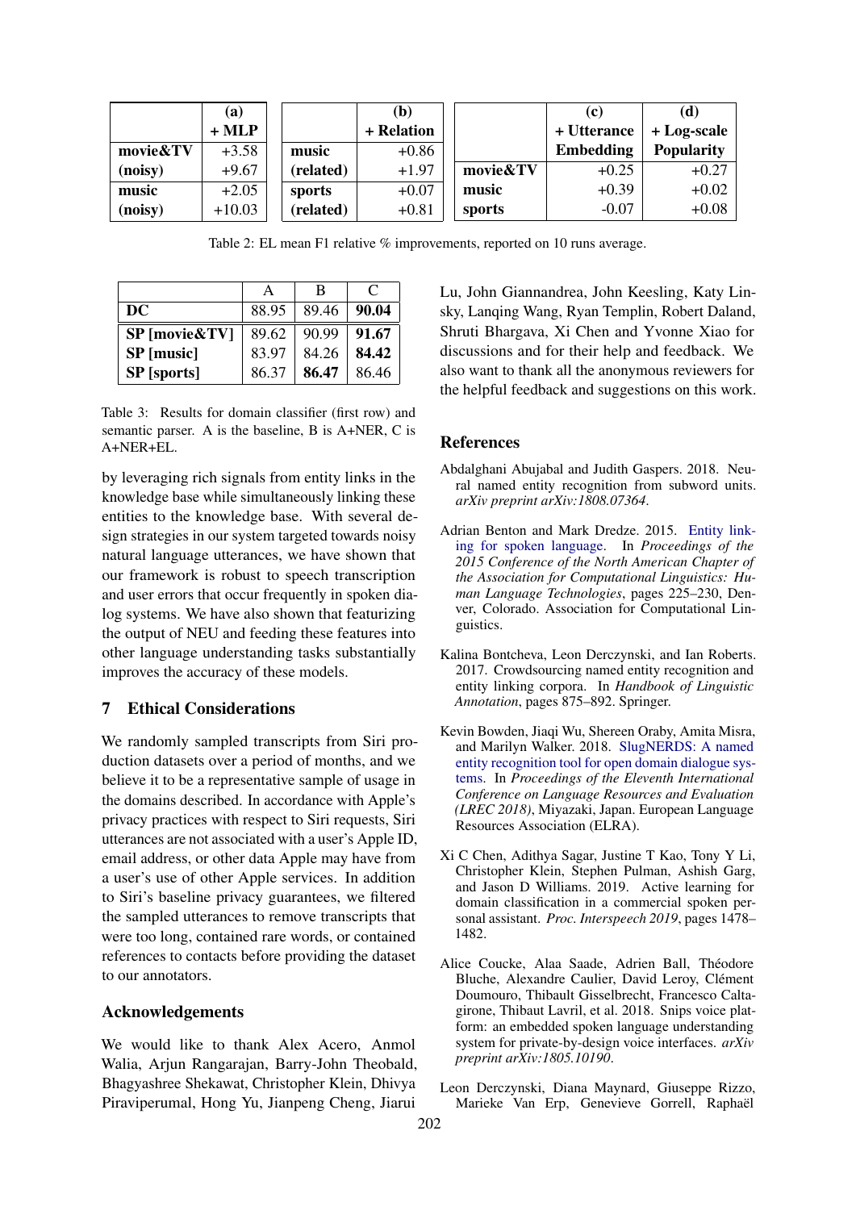| | (a) + MLP |
|---|---|
| movie&TV (noisy) | +3.58 / +9.67 |
| music (noisy) | +2.05 / +10.03 |

| | (b) + Relation |
|---|---|
| music (related) | +0.86 / +1.97 |
| sports (related) | +0.07 / +0.81 |

| | (c) + Utterance Embedding | (d) + Log-scale Popularity |
|---|---|---|
| movie&TV | +0.25 | +0.27 |
| music | +0.39 | +0.02 |
| sports | -0.07 | +0.08 |

Table 2: EL mean F1 relative % improvements, reported on 10 runs average.

| | A | B | C |
|---|---|---|---|
| **DC** | 88.95 | 89.46 | **90.04** |
| **SP [movie&TV]** | 89.62 | 90.99 | **91.67** |
| **SP [music]** | 83.97 | 84.26 | **84.42** |
| **SP [sports]** | 86.37 | **86.47** | 86.46 |

Table 3: Results for domain classifier (first row) and semantic parser. A is the baseline, B is A+NER, C is A+NER+EL.

by leveraging rich signals from entity links in the knowledge base while simultaneously linking these entities to the knowledge base. With several design strategies in our system targeted towards noisy natural language utterances, we have shown that our framework is robust to speech transcription and user errors that occur frequently in spoken dialog systems. We have also shown that featurizing the output of NEU and feeding these features into other language understanding tasks substantially improves the accuracy of these models.

## 7 Ethical Considerations

We randomly sampled transcripts from Siri production datasets over a period of months, and we believe it to be a representative sample of usage in the domains described. In accordance with Apple's privacy practices with respect to Siri requests, Siri utterances are not associated with a user's Apple ID, email address, or other data Apple may have from a user's use of other Apple services. In addition to Siri's baseline privacy guarantees, we filtered the sampled utterances to remove transcripts that were too long, contained rare words, or contained references to contacts before providing the dataset to our annotators.

## Acknowledgements

We would like to thank Alex Acero, Anmol Walia, Arjun Rangarajan, Barry-John Theobald, Bhagyashree Shekawat, Christopher Klein, Dhivya Piraviperumal, Hong Yu, Jianpeng Cheng, Jiarui Lu, John Giannandrea, John Keesling, Katy Linsky, Lanqing Wang, Ryan Templin, Robert Daland, Shruti Bhargava, Xi Chen and Yvonne Xiao for discussions and for their help and feedback. We also want to thank all the anonymous reviewers for the helpful feedback and suggestions on this work.

## References

Abdalghani Abujabal and Judith Gaspers. 2018. Neural named entity recognition from subword units. *arXiv preprint arXiv:1808.07364*.

Adrian Benton and Mark Dredze. 2015. Entity linking for spoken language. In *Proceedings of the 2015 Conference of the North American Chapter of the Association for Computational Linguistics: Human Language Technologies*, pages 225–230, Denver, Colorado. Association for Computational Linguistics.

Kalina Bontcheva, Leon Derczynski, and Ian Roberts. 2017. Crowdsourcing named entity recognition and entity linking corpora. In *Handbook of Linguistic Annotation*, pages 875–892. Springer.

Kevin Bowden, Jiaqi Wu, Shereen Oraby, Amita Misra, and Marilyn Walker. 2018. SlugNERDS: A named entity recognition tool for open domain dialogue systems. In *Proceedings of the Eleventh International Conference on Language Resources and Evaluation (LREC 2018)*, Miyazaki, Japan. European Language Resources Association (ELRA).

Xi C Chen, Adithya Sagar, Justine T Kao, Tony Y Li, Christopher Klein, Stephen Pulman, Ashish Garg, and Jason D Williams. 2019. Active learning for domain classification in a commercial spoken personal assistant. *Proc. Interspeech 2019*, pages 1478–1482.

Alice Coucke, Alaa Saade, Adrien Ball, Théodore Bluche, Alexandre Caulier, David Leroy, Clément Doumouro, Thibault Gisselbrecht, Francesco Caltagirone, Thibaut Lavril, et al. 2018. Snips voice platform: an embedded spoken language understanding system for private-by-design voice interfaces. *arXiv preprint arXiv:1805.10190*.

Leon Derczynski, Diana Maynard, Giuseppe Rizzo, Marieke Van Erp, Genevieve Gorrell, Raphaël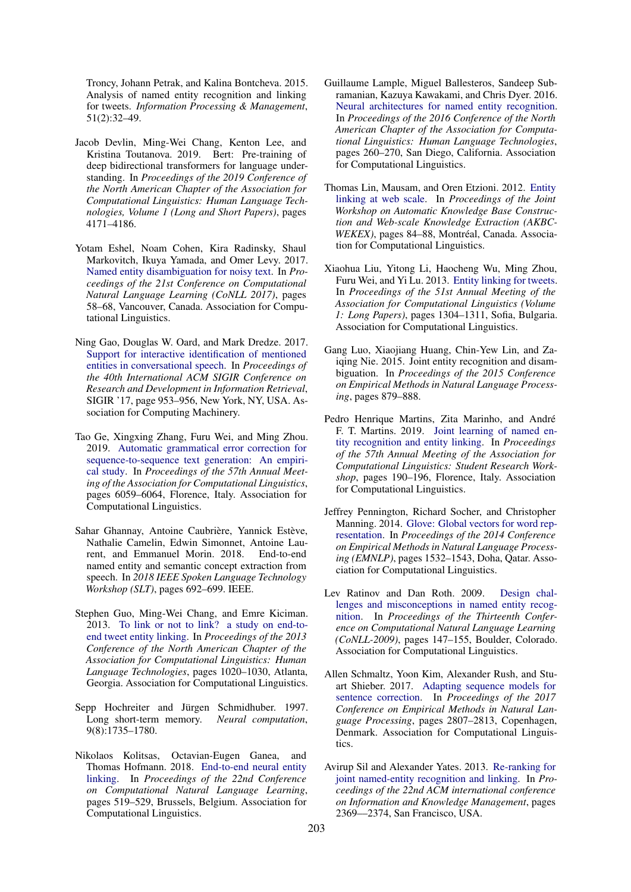Troncy, Johann Petrak, and Kalina Bontcheva. 2015. Analysis of named entity recognition and linking for tweets. *Information Processing & Management*, 51(2):32–49.

Jacob Devlin, Ming-Wei Chang, Kenton Lee, and Kristina Toutanova. 2019. Bert: Pre-training of deep bidirectional transformers for language understanding. In *Proceedings of the 2019 Conference of the North American Chapter of the Association for Computational Linguistics: Human Language Technologies, Volume 1 (Long and Short Papers)*, pages 4171–4186.

Yotam Eshel, Noam Cohen, Kira Radinsky, Shaul Markovitch, Ikuya Yamada, and Omer Levy. 2017. Named entity disambiguation for noisy text. In *Proceedings of the 21st Conference on Computational Natural Language Learning (CoNLL 2017)*, pages 58–68, Vancouver, Canada. Association for Computational Linguistics.

Ning Gao, Douglas W. Oard, and Mark Dredze. 2017. Support for interactive identification of mentioned entities in conversational speech. In *Proceedings of the 40th International ACM SIGIR Conference on Research and Development in Information Retrieval*, SIGIR '17, page 953–956, New York, NY, USA. Association for Computing Machinery.

Tao Ge, Xingxing Zhang, Furu Wei, and Ming Zhou. 2019. Automatic grammatical error correction for sequence-to-sequence text generation: An empirical study. In *Proceedings of the 57th Annual Meeting of the Association for Computational Linguistics*, pages 6059–6064, Florence, Italy. Association for Computational Linguistics.

Sahar Ghannay, Antoine Caubrière, Yannick Estève, Nathalie Camelin, Edwin Simonnet, Antoine Laurent, and Emmanuel Morin. 2018. End-to-end named entity and semantic concept extraction from speech. In *2018 IEEE Spoken Language Technology Workshop (SLT)*, pages 692–699. IEEE.

Stephen Guo, Ming-Wei Chang, and Emre Kiciman. 2013. To link or not to link? a study on end-to-end tweet entity linking. In *Proceedings of the 2013 Conference of the North American Chapter of the Association for Computational Linguistics: Human Language Technologies*, pages 1020–1030, Atlanta, Georgia. Association for Computational Linguistics.

Sepp Hochreiter and Jürgen Schmidhuber. 1997. Long short-term memory. *Neural computation*, 9(8):1735–1780.

Nikolaos Kolitsas, Octavian-Eugen Ganea, and Thomas Hofmann. 2018. End-to-end neural entity linking. In *Proceedings of the 22nd Conference on Computational Natural Language Learning*, pages 519–529, Brussels, Belgium. Association for Computational Linguistics.

Guillaume Lample, Miguel Ballesteros, Sandeep Subramanian, Kazuya Kawakami, and Chris Dyer. 2016. Neural architectures for named entity recognition. In *Proceedings of the 2016 Conference of the North American Chapter of the Association for Computational Linguistics: Human Language Technologies*, pages 260–270, San Diego, California. Association for Computational Linguistics.

Thomas Lin, Mausam, and Oren Etzioni. 2012. Entity linking at web scale. In *Proceedings of the Joint Workshop on Automatic Knowledge Base Construction and Web-scale Knowledge Extraction (AKBC-WEKEX)*, pages 84–88, Montréal, Canada. Association for Computational Linguistics.

Xiaohua Liu, Yitong Li, Haocheng Wu, Ming Zhou, Furu Wei, and Yi Lu. 2013. Entity linking for tweets. In *Proceedings of the 51st Annual Meeting of the Association for Computational Linguistics (Volume 1: Long Papers)*, pages 1304–1311, Sofia, Bulgaria. Association for Computational Linguistics.

Gang Luo, Xiaojiang Huang, Chin-Yew Lin, and Zaiqing Nie. 2015. Joint entity recognition and disambiguation. In *Proceedings of the 2015 Conference on Empirical Methods in Natural Language Processing*, pages 879–888.

Pedro Henrique Martins, Zita Marinho, and André F. T. Martins. 2019. Joint learning of named entity recognition and entity linking. In *Proceedings of the 57th Annual Meeting of the Association for Computational Linguistics: Student Research Workshop*, pages 190–196, Florence, Italy. Association for Computational Linguistics.

Jeffrey Pennington, Richard Socher, and Christopher Manning. 2014. Glove: Global vectors for word representation. In *Proceedings of the 2014 Conference on Empirical Methods in Natural Language Processing (EMNLP)*, pages 1532–1543, Doha, Qatar. Association for Computational Linguistics.

Lev Ratinov and Dan Roth. 2009. Design challenges and misconceptions in named entity recognition. In *Proceedings of the Thirteenth Conference on Computational Natural Language Learning (CoNLL-2009)*, pages 147–155, Boulder, Colorado. Association for Computational Linguistics.

Allen Schmaltz, Yoon Kim, Alexander Rush, and Stuart Shieber. 2017. Adapting sequence models for sentence correction. In *Proceedings of the 2017 Conference on Empirical Methods in Natural Language Processing*, pages 2807–2813, Copenhagen, Denmark. Association for Computational Linguistics.

Avirup Sil and Alexander Yates. 2013. Re-ranking for joint named-entity recognition and linking. In *Proceedings of the 22nd ACM international conference on Information and Knowledge Management*, pages 2369—2374, San Francisco, USA.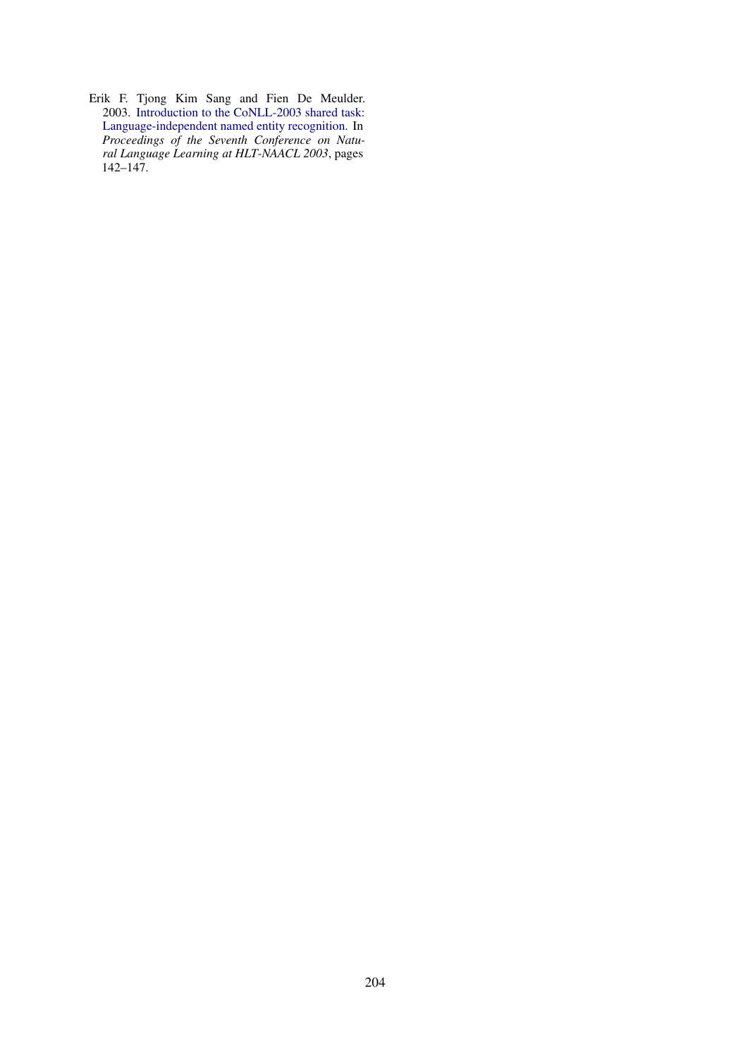Erik F. Tjong Kim Sang and Fien De Meulder. 2003. Introduction to the CoNLL-2003 shared task: Language-independent named entity recognition. In *Proceedings of the Seventh Conference on Natural Language Learning at HLT-NAACL 2003*, pages 142–147.